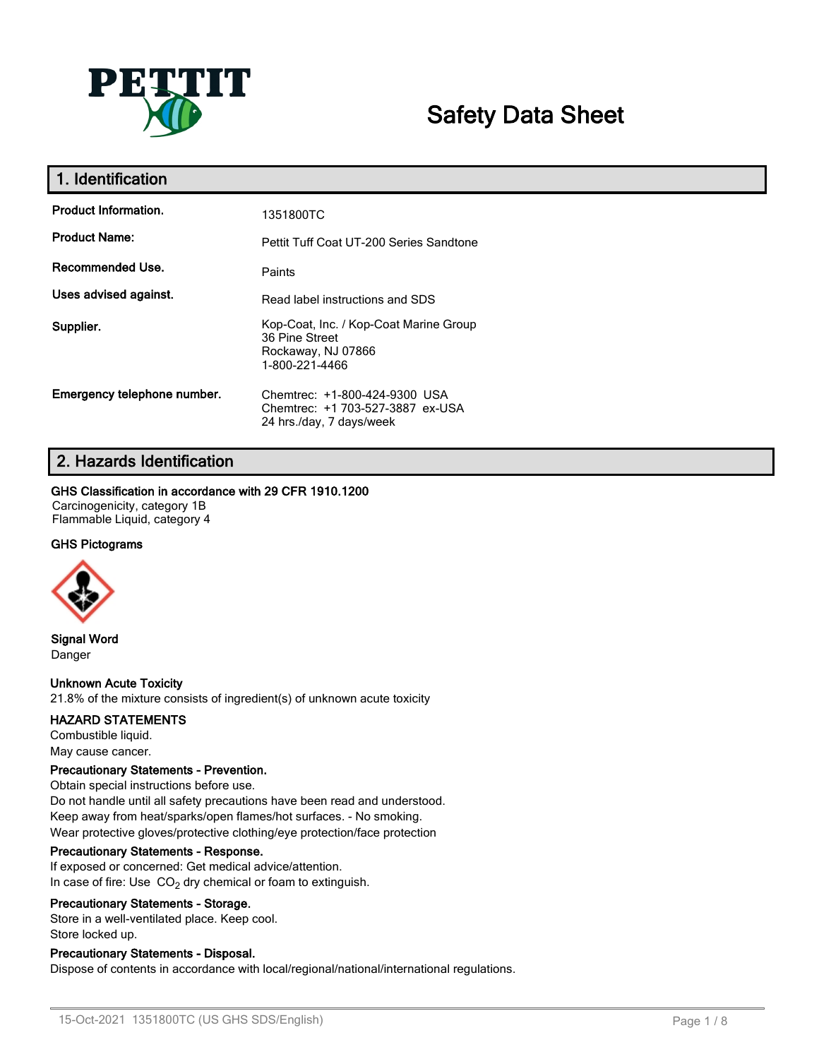# Safety Data Sheet

## 1. Identification

| | |
|---|---|
| **Product Information.** | 1351800TC |
| **Product Name:** | Pettit Tuff Coat UT-200 Series Sandtone |
| **Recommended Use.** | Paints |
| **Uses advised against.** | Read label instructions and SDS |
| **Supplier.** | Kop-Coat, Inc. / Kop-Coat Marine Group<br>36 Pine Street<br>Rockaway, NJ 07866<br>1-800-221-4466 |
| **Emergency telephone number.** | Chemtrec: +1-800-424-9300 USA<br>Chemtrec: +1 703-527-3887 ex-USA<br>24 hrs./day, 7 days/week |

## 2. Hazards Identification

**GHS Classification in accordance with 29 CFR 1910.1200**

Carcinogenicity, category 1B
Flammable Liquid, category 4

**GHS Pictograms**

**Signal Word**

Danger

**Unknown Acute Toxicity**

21.8% of the mixture consists of ingredient(s) of unknown acute toxicity

**HAZARD STATEMENTS**

Combustible liquid.
May cause cancer.

**Precautionary Statements - Prevention.**

Obtain special instructions before use.
Do not handle until all safety precautions have been read and understood.
Keep away from heat/sparks/open flames/hot surfaces. - No smoking.
Wear protective gloves/protective clothing/eye protection/face protection

**Precautionary Statements - Response.**

If exposed or concerned: Get medical advice/attention.
In case of fire: Use $CO_2$ dry chemical or foam to extinguish.

**Precautionary Statements - Storage.**

Store in a well-ventilated place. Keep cool.
Store locked up.

**Precautionary Statements - Disposal.**

Dispose of contents in accordance with local/regional/national/international regulations.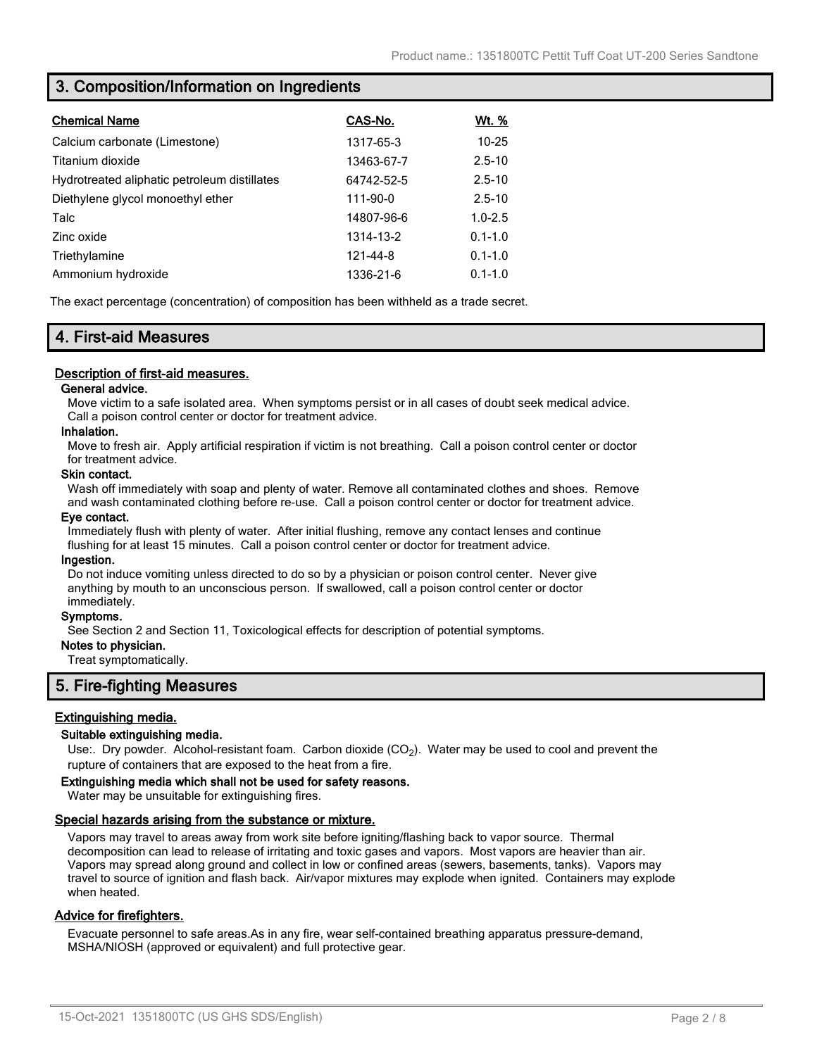## 3. Composition/Information on Ingredients

| Chemical Name | CAS-No. | Wt. % |
|---|---|---|
| Calcium carbonate (Limestone) | 1317-65-3 | 10-25 |
| Titanium dioxide | 13463-67-7 | 2.5-10 |
| Hydrotreated aliphatic petroleum distillates | 64742-52-5 | 2.5-10 |
| Diethylene glycol monoethyl ether | 111-90-0 | 2.5-10 |
| Talc | 14807-96-6 | 1.0-2.5 |
| Zinc oxide | 1314-13-2 | 0.1-1.0 |
| Triethylamine | 121-44-8 | 0.1-1.0 |
| Ammonium hydroxide | 1336-21-6 | 0.1-1.0 |

The exact percentage (concentration) of composition has been withheld as a trade secret.

## 4. First-aid Measures

### Description of first-aid measures.

**General advice.**

Move victim to a safe isolated area. When symptoms persist or in all cases of doubt seek medical advice. Call a poison control center or doctor for treatment advice.

**Inhalation.**

Move to fresh air. Apply artificial respiration if victim is not breathing. Call a poison control center or doctor for treatment advice.

**Skin contact.**

Wash off immediately with soap and plenty of water. Remove all contaminated clothes and shoes. Remove and wash contaminated clothing before re-use. Call a poison control center or doctor for treatment advice.

**Eye contact.**

Immediately flush with plenty of water. After initial flushing, remove any contact lenses and continue flushing for at least 15 minutes. Call a poison control center or doctor for treatment advice.

**Ingestion.**

Do not induce vomiting unless directed to do so by a physician or poison control center. Never give anything by mouth to an unconscious person. If swallowed, call a poison control center or doctor immediately.

**Symptoms.**

See Section 2 and Section 11, Toxicological effects for description of potential symptoms.

**Notes to physician.**

Treat symptomatically.

## 5. Fire-fighting Measures

### Extinguishing media.

**Suitable extinguishing media.**

Use:. Dry powder. Alcohol-resistant foam. Carbon dioxide ($CO_2$). Water may be used to cool and prevent the rupture of containers that are exposed to the heat from a fire.

**Extinguishing media which shall not be used for safety reasons.**

Water may be unsuitable for extinguishing fires.

### Special hazards arising from the substance or mixture.

Vapors may travel to areas away from work site before igniting/flashing back to vapor source. Thermal decomposition can lead to release of irritating and toxic gases and vapors. Most vapors are heavier than air. Vapors may spread along ground and collect in low or confined areas (sewers, basements, tanks). Vapors may travel to source of ignition and flash back. Air/vapor mixtures may explode when ignited. Containers may explode when heated.

### Advice for firefighters.

Evacuate personnel to safe areas.As in any fire, wear self-contained breathing apparatus pressure-demand, MSHA/NIOSH (approved or equivalent) and full protective gear.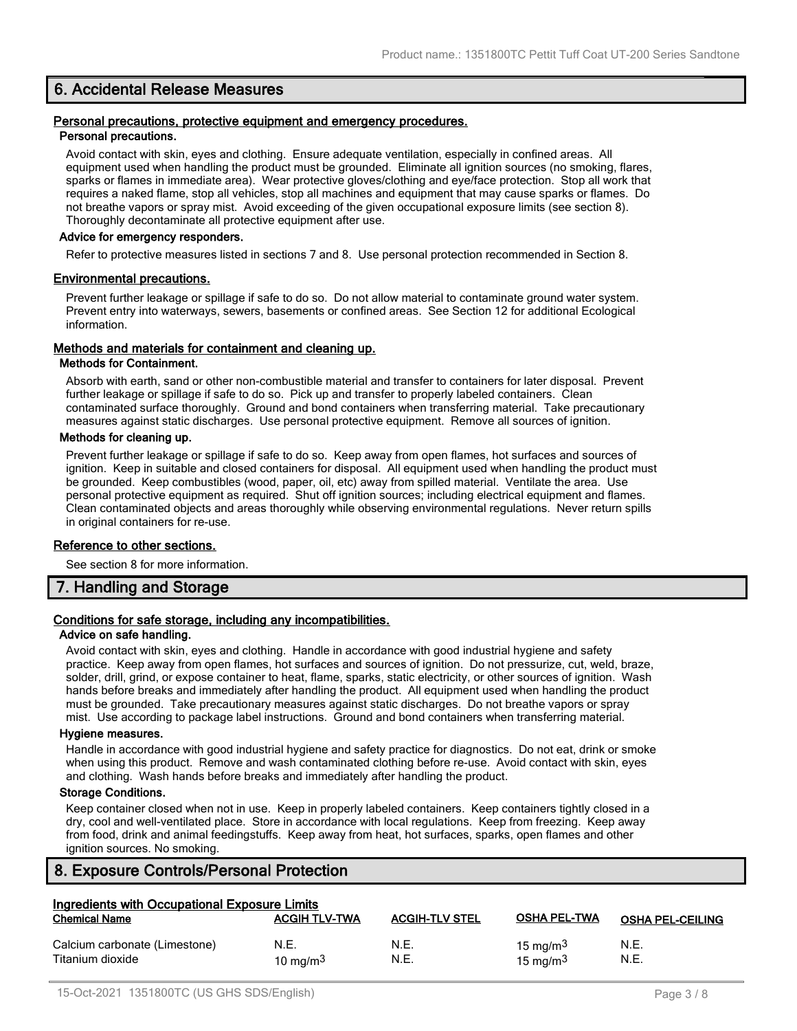## 6. Accidental Release Measures

### Personal precautions, protective equipment and emergency procedures.

#### Personal precautions.

Avoid contact with skin, eyes and clothing. Ensure adequate ventilation, especially in confined areas. All equipment used when handling the product must be grounded. Eliminate all ignition sources (no smoking, flares, sparks or flames in immediate area). Wear protective gloves/clothing and eye/face protection. Stop all work that requires a naked flame, stop all vehicles, stop all machines and equipment that may cause sparks or flames. Do not breathe vapors or spray mist. Avoid exceeding of the given occupational exposure limits (see section 8). Thoroughly decontaminate all protective equipment after use.

#### Advice for emergency responders.

Refer to protective measures listed in sections 7 and 8. Use personal protection recommended in Section 8.

### Environmental precautions.

Prevent further leakage or spillage if safe to do so. Do not allow material to contaminate ground water system. Prevent entry into waterways, sewers, basements or confined areas. See Section 12 for additional Ecological information.

### Methods and materials for containment and cleaning up.

#### Methods for Containment.

Absorb with earth, sand or other non-combustible material and transfer to containers for later disposal. Prevent further leakage or spillage if safe to do so. Pick up and transfer to properly labeled containers. Clean contaminated surface thoroughly. Ground and bond containers when transferring material. Take precautionary measures against static discharges. Use personal protective equipment. Remove all sources of ignition.

#### Methods for cleaning up.

Prevent further leakage or spillage if safe to do so. Keep away from open flames, hot surfaces and sources of ignition. Keep in suitable and closed containers for disposal. All equipment used when handling the product must be grounded. Keep combustibles (wood, paper, oil, etc) away from spilled material. Ventilate the area. Use personal protective equipment as required. Shut off ignition sources; including electrical equipment and flames. Clean contaminated objects and areas thoroughly while observing environmental regulations. Never return spills in original containers for re-use.

### Reference to other sections.

See section 8 for more information.

## 7. Handling and Storage

### Conditions for safe storage, including any incompatibilities.

#### Advice on safe handling.

Avoid contact with skin, eyes and clothing. Handle in accordance with good industrial hygiene and safety practice. Keep away from open flames, hot surfaces and sources of ignition. Do not pressurize, cut, weld, braze, solder, drill, grind, or expose container to heat, flame, sparks, static electricity, or other sources of ignition. Wash hands before breaks and immediately after handling the product. All equipment used when handling the product must be grounded. Take precautionary measures against static discharges. Do not breathe vapors or spray mist. Use according to package label instructions. Ground and bond containers when transferring material.

#### Hygiene measures.

Handle in accordance with good industrial hygiene and safety practice for diagnostics. Do not eat, drink or smoke when using this product. Remove and wash contaminated clothing before re-use. Avoid contact with skin, eyes and clothing. Wash hands before breaks and immediately after handling the product.

#### Storage Conditions.

Keep container closed when not in use. Keep in properly labeled containers. Keep containers tightly closed in a dry, cool and well-ventilated place. Store in accordance with local regulations. Keep from freezing. Keep away from food, drink and animal feedingstuffs. Keep away from heat, hot surfaces, sparks, open flames and other ignition sources. No smoking.

## 8. Exposure Controls/Personal Protection

### Ingredients with Occupational Exposure Limits

| Chemical Name | ACGIH TLV-TWA | ACGIH-TLV STEL | OSHA PEL-TWA | OSHA PEL-CEILING |
|---|---|---|---|---|
| Calcium carbonate (Limestone) | N.E. | N.E. | 15 mg/m$^3$ | N.E. |
| Titanium dioxide | 10 mg/m$^3$ | N.E. | 15 mg/m$^3$ | N.E. |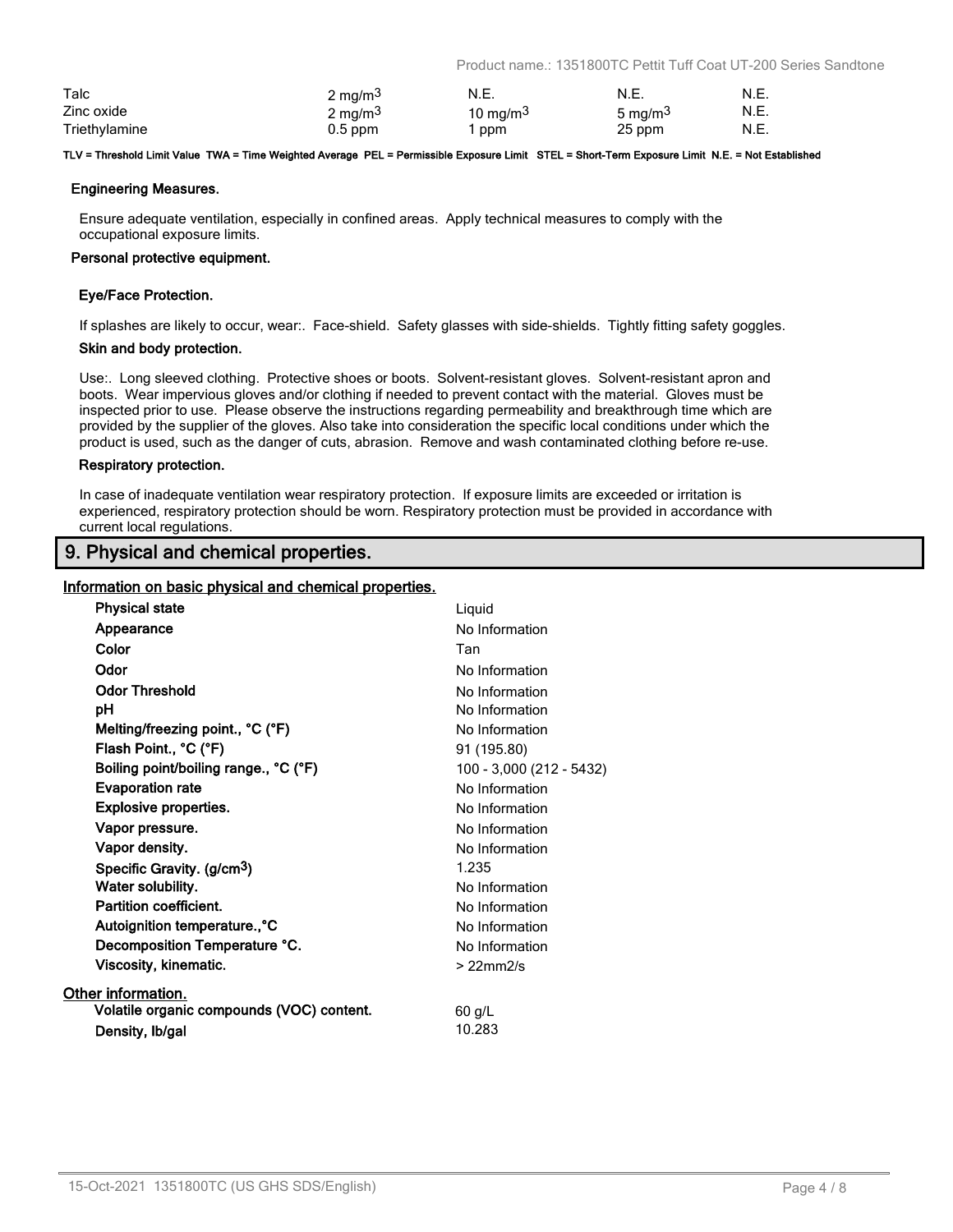| | | | | |
|---|---|---|---|---|
| Talc | 2 mg/m3 | N.E. | N.E. | N.E. |
| Zinc oxide | 2 mg/m3 | 10 mg/m3 | 5 mg/m3 | N.E. |
| Triethylamine | 0.5 ppm | 1 ppm | 25 ppm | N.E. |

**TLV = Threshold Limit Value TWA = Time Weighted Average PEL = Permissible Exposure Limit STEL = Short-Term Exposure Limit N.E. = Not Established**

**Engineering Measures.**

Ensure adequate ventilation, especially in confined areas. Apply technical measures to comply with the occupational exposure limits.

**Personal protective equipment.**

**Eye/Face Protection.**

If splashes are likely to occur, wear:. Face-shield. Safety glasses with side-shields. Tightly fitting safety goggles.

**Skin and body protection.**

Use:. Long sleeved clothing. Protective shoes or boots. Solvent-resistant gloves. Solvent-resistant apron and boots. Wear impervious gloves and/or clothing if needed to prevent contact with the material. Gloves must be inspected prior to use. Please observe the instructions regarding permeability and breakthrough time which are provided by the supplier of the gloves. Also take into consideration the specific local conditions under which the product is used, such as the danger of cuts, abrasion. Remove and wash contaminated clothing before re-use.

**Respiratory protection.**

In case of inadequate ventilation wear respiratory protection. If exposure limits are exceeded or irritation is experienced, respiratory protection should be worn. Respiratory protection must be provided in accordance with current local regulations.

## 9. Physical and chemical properties.

**Information on basic physical and chemical properties.**

| | |
|---|---|
| **Physical state** | Liquid |
| **Appearance** | No Information |
| **Color** | Tan |
| **Odor** | No Information |
| **Odor Threshold** | No Information |
| **pH** | No Information |
| **Melting/freezing point., °C (°F)** | No Information |
| **Flash Point., °C (°F)** | 91 (195.80) |
| **Boiling point/boiling range., °C (°F)** | 100 - 3,000 (212 - 5432) |
| **Evaporation rate** | No Information |
| **Explosive properties.** | No Information |
| **Vapor pressure.** | No Information |
| **Vapor density.** | No Information |
| **Specific Gravity. (g/cm3)** | 1.235 |
| **Water solubility.** | No Information |
| **Partition coefficient.** | No Information |
| **Autoignition temperature.,°C** | No Information |
| **Decomposition Temperature °C.** | No Information |
| **Viscosity, kinematic.** | > 22mm2/s |

**Other information.**

| | |
|---|---|
| **Volatile organic compounds (VOC) content.** | 60 g/L |
| **Density, lb/gal** | 10.283 |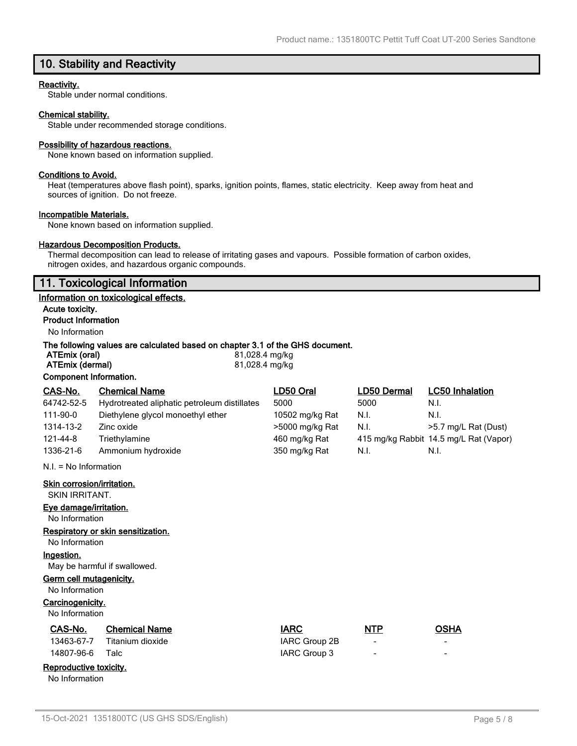## 10. Stability and Reactivity

**Reactivity.**
Stable under normal conditions.

**Chemical stability.**
Stable under recommended storage conditions.

**Possibility of hazardous reactions.**
None known based on information supplied.

**Conditions to Avoid.**
Heat (temperatures above flash point), sparks, ignition points, flames, static electricity. Keep away from heat and sources of ignition. Do not freeze.

**Incompatible Materials.**
None known based on information supplied.

**Hazardous Decomposition Products.**
Thermal decomposition can lead to release of irritating gases and vapours. Possible formation of carbon oxides, nitrogen oxides, and hazardous organic compounds.

## 11. Toxicological Information

**Information on toxicological effects.**

**Acute toxicity.**

**Product Information**

No Information

**The following values are calculated based on chapter 3.1 of the GHS document.**

| | |
|---|---|
| **ATEmix (oral)** | 81,028.4 mg/kg |
| **ATEmix (dermal)** | 81,028.4 mg/kg |

**Component Information.**

| CAS-No. | Chemical Name | LD50 Oral | LD50 Dermal | LC50 Inhalation |
|---|---|---|---|---|
| 64742-52-5 | Hydrotreated aliphatic petroleum distillates | 5000 | 5000 | N.I. |
| 111-90-0 | Diethylene glycol monoethyl ether | 10502 mg/kg Rat | N.I. | N.I. |
| 1314-13-2 | Zinc oxide | >5000 mg/kg Rat | N.I. | >5.7 mg/L Rat (Dust) |
| 121-44-8 | Triethylamine | 460 mg/kg Rat | 415 mg/kg Rabbit | 14.5 mg/L Rat (Vapor) |
| 1336-21-6 | Ammonium hydroxide | 350 mg/kg Rat | N.I. | N.I. |

N.I. = No Information

**Skin corrosion/irritation.**
SKIN IRRITANT.

**Eye damage/irritation.**
No Information

**Respiratory or skin sensitization.**
No Information

**Ingestion.**
May be harmful if swallowed.

**Germ cell mutagenicity.**
No Information

**Carcinogenicity.**
No Information

| CAS-No. | Chemical Name | IARC | NTP | OSHA |
|---|---|---|---|---|
| 13463-67-7 | Titanium dioxide | IARC Group 2B | - | - |
| 14807-96-6 | Talc | IARC Group 3 | - | - |

**Reproductive toxicity.**
No Information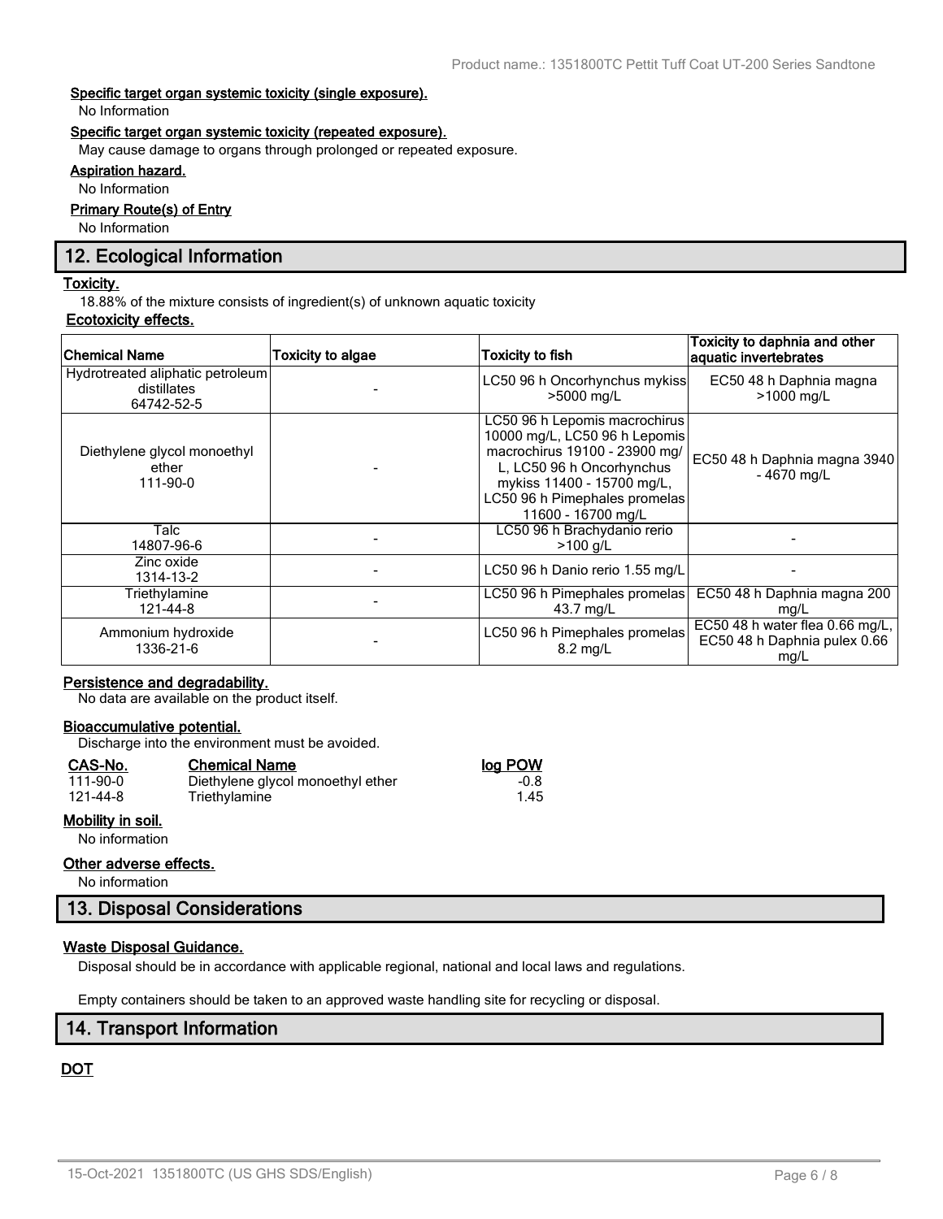**Specific target organ systemic toxicity (single exposure).**

No Information

**Specific target organ systemic toxicity (repeated exposure).**

May cause damage to organs through prolonged or repeated exposure.

**Aspiration hazard.**

No Information

**Primary Route(s) of Entry**

No Information

## 12. Ecological Information

**Toxicity.**

18.88% of the mixture consists of ingredient(s) of unknown aquatic toxicity

**Ecotoxicity effects.**

| Chemical Name | Toxicity to algae | Toxicity to fish | Toxicity to daphnia and other aquatic invertebrates |
|---|---|---|---|
| Hydrotreated aliphatic petroleum distillates 64742-52-5 | - | LC50 96 h Oncorhynchus mykiss >5000 mg/L | EC50 48 h Daphnia magna >1000 mg/L |
| Diethylene glycol monoethyl ether 111-90-0 | - | LC50 96 h Lepomis macrochirus 10000 mg/L, LC50 96 h Lepomis macrochirus 19100 - 23900 mg/L, LC50 96 h Oncorhynchus mykiss 11400 - 15700 mg/L, LC50 96 h Pimephales promelas 11600 - 16700 mg/L | EC50 48 h Daphnia magna 3940 - 4670 mg/L |
| Talc 14807-96-6 | - | LC50 96 h Brachydanio rerio >100 g/L | - |
| Zinc oxide 1314-13-2 | - | LC50 96 h Danio rerio 1.55 mg/L | - |
| Triethylamine 121-44-8 | - | LC50 96 h Pimephales promelas 43.7 mg/L | EC50 48 h Daphnia magna 200 mg/L |
| Ammonium hydroxide 1336-21-6 | - | LC50 96 h Pimephales promelas 8.2 mg/L | EC50 48 h water flea 0.66 mg/L, EC50 48 h Daphnia pulex 0.66 mg/L |

**Persistence and degradability.**

No data are available on the product itself.

**Bioaccumulative potential.**

Discharge into the environment must be avoided.

| CAS-No. | Chemical Name | log POW |
|---|---|---|
| 111-90-0 | Diethylene glycol monoethyl ether | -0.8 |
| 121-44-8 | Triethylamine | 1.45 |

**Mobility in soil.**

No information

**Other adverse effects.**

No information

## 13. Disposal Considerations

**Waste Disposal Guidance.**

Disposal should be in accordance with applicable regional, national and local laws and regulations.

Empty containers should be taken to an approved waste handling site for recycling or disposal.

## 14. Transport Information

**DOT**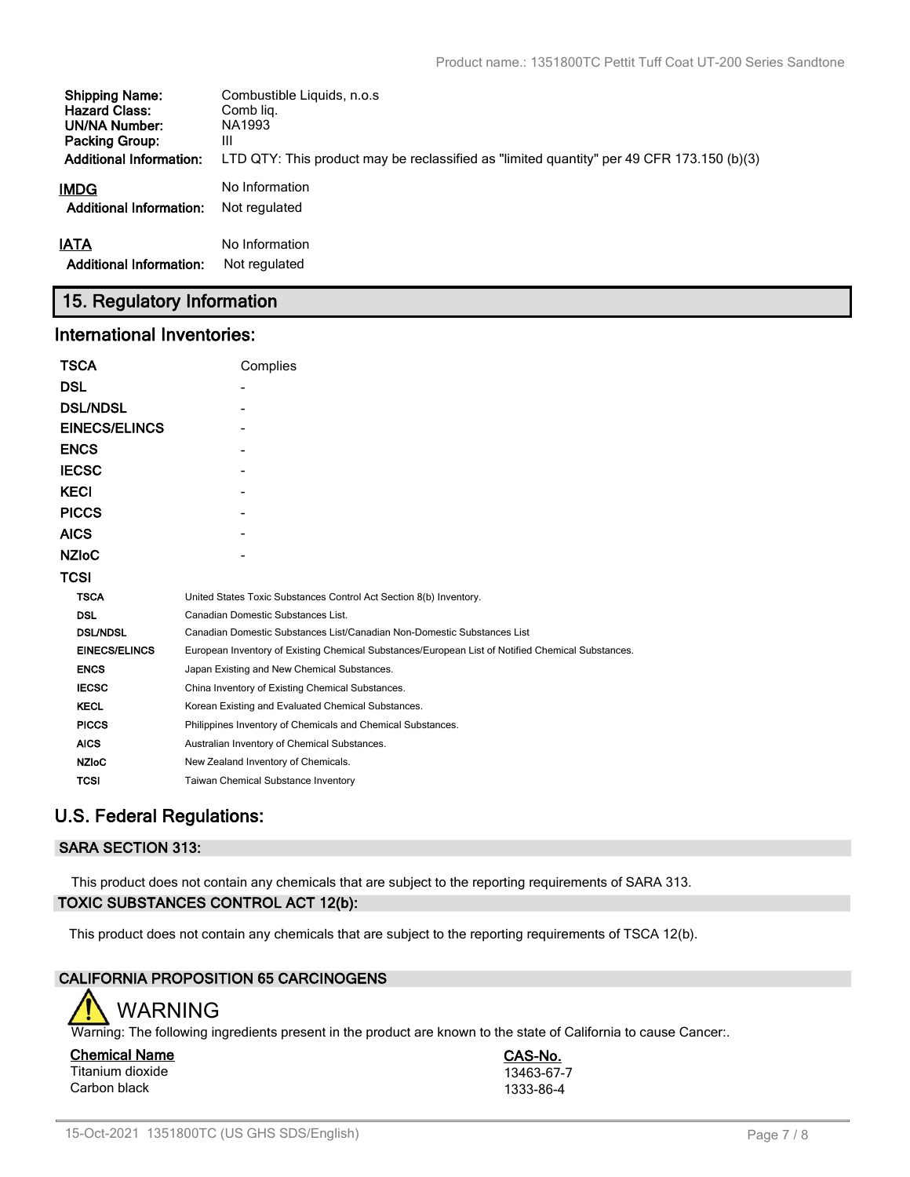| | |
|---|---|
| **Shipping Name:** | Combustible Liquids, n.o.s |
| **Hazard Class:** | Comb liq. |
| **UN/NA Number:** | NA1993 |
| **Packing Group:** | III |
| **Additional Information:** | LTD QTY: This product may be reclassified as "limited quantity" per 49 CFR 173.150 (b)(3) |

**IMDG** No Information

**Additional Information:** Not regulated

**IATA** No Information

**Additional Information:** Not regulated

## 15. Regulatory Information

### International Inventories:

| | |
|---|---|
| **TSCA** | Complies |
| **DSL** | - |
| **DSL/NDSL** | - |
| **EINECS/ELINCS** | - |
| **ENCS** | - |
| **IECSC** | - |
| **KECI** | - |
| **PICCS** | - |
| **AICS** | - |
| **NZIoC** | - |
| **TCSI** | |

| | |
|---|---|
| **TSCA** | United States Toxic Substances Control Act Section 8(b) Inventory. |
| **DSL** | Canadian Domestic Substances List. |
| **DSL/NDSL** | Canadian Domestic Substances List/Canadian Non-Domestic Substances List |
| **EINECS/ELINCS** | European Inventory of Existing Chemical Substances/European List of Notified Chemical Substances. |
| **ENCS** | Japan Existing and New Chemical Substances. |
| **IECSC** | China Inventory of Existing Chemical Substances. |
| **KECL** | Korean Existing and Evaluated Chemical Substances. |
| **PICCS** | Philippines Inventory of Chemicals and Chemical Substances. |
| **AICS** | Australian Inventory of Chemical Substances. |
| **NZIoC** | New Zealand Inventory of Chemicals. |
| **TCSI** | Taiwan Chemical Substance Inventory |

### U.S. Federal Regulations:

**SARA SECTION 313:**

This product does not contain any chemicals that are subject to the reporting requirements of SARA 313.

**TOXIC SUBSTANCES CONTROL ACT 12(b):**

This product does not contain any chemicals that are subject to the reporting requirements of TSCA 12(b).

**CALIFORNIA PROPOSITION 65 CARCINOGENS**

WARNING

Warning: The following ingredients present in the product are known to the state of California to cause Cancer:.

| Chemical Name | CAS-No. |
|---|---|
| Titanium dioxide | 13463-67-7 |
| Carbon black | 1333-86-4 |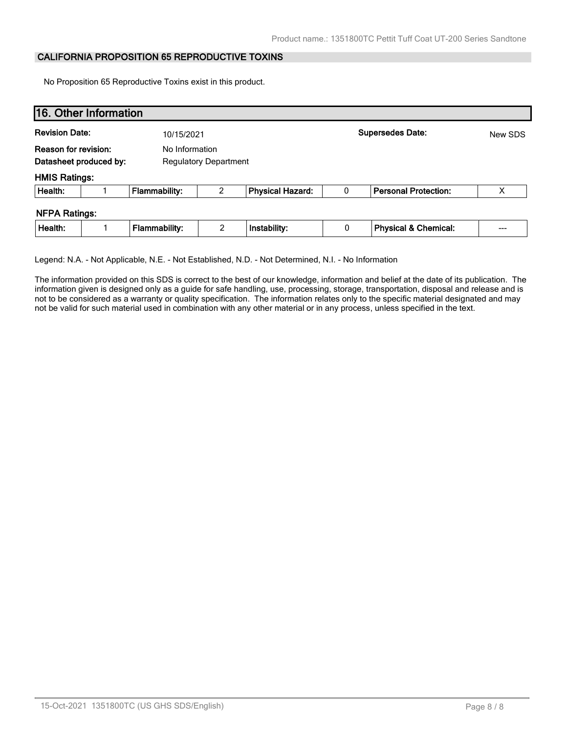## CALIFORNIA PROPOSITION 65 REPRODUCTIVE TOXINS

No Proposition 65 Reproductive Toxins exist in this product.

## 16. Other Information

**Revision Date:** 10/15/2021 **Supersedes Date:** New SDS

**Reason for revision:** No Information

**Datasheet produced by:** Regulatory Department

**HMIS Ratings:**

| | | | | | | | |
|---|---|---|---|---|---|---|---|
| **Health:** | 1 | **Flammability:** | 2 | **Physical Hazard:** | 0 | **Personal Protection:** | X |

**NFPA Ratings:**

| | | | | | | | |
|---|---|---|---|---|---|---|---|
| **Health:** | 1 | **Flammability:** | 2 | **Instability:** | 0 | **Physical & Chemical:** | --- |

Legend: N.A. - Not Applicable, N.E. - Not Established, N.D. - Not Determined, N.I. - No Information

The information provided on this SDS is correct to the best of our knowledge, information and belief at the date of its publication. The information given is designed only as a guide for safe handling, use, processing, storage, transportation, disposal and release and is not to be considered as a warranty or quality specification. The information relates only to the specific material designated and may not be valid for such material used in combination with any other material or in any process, unless specified in the text.